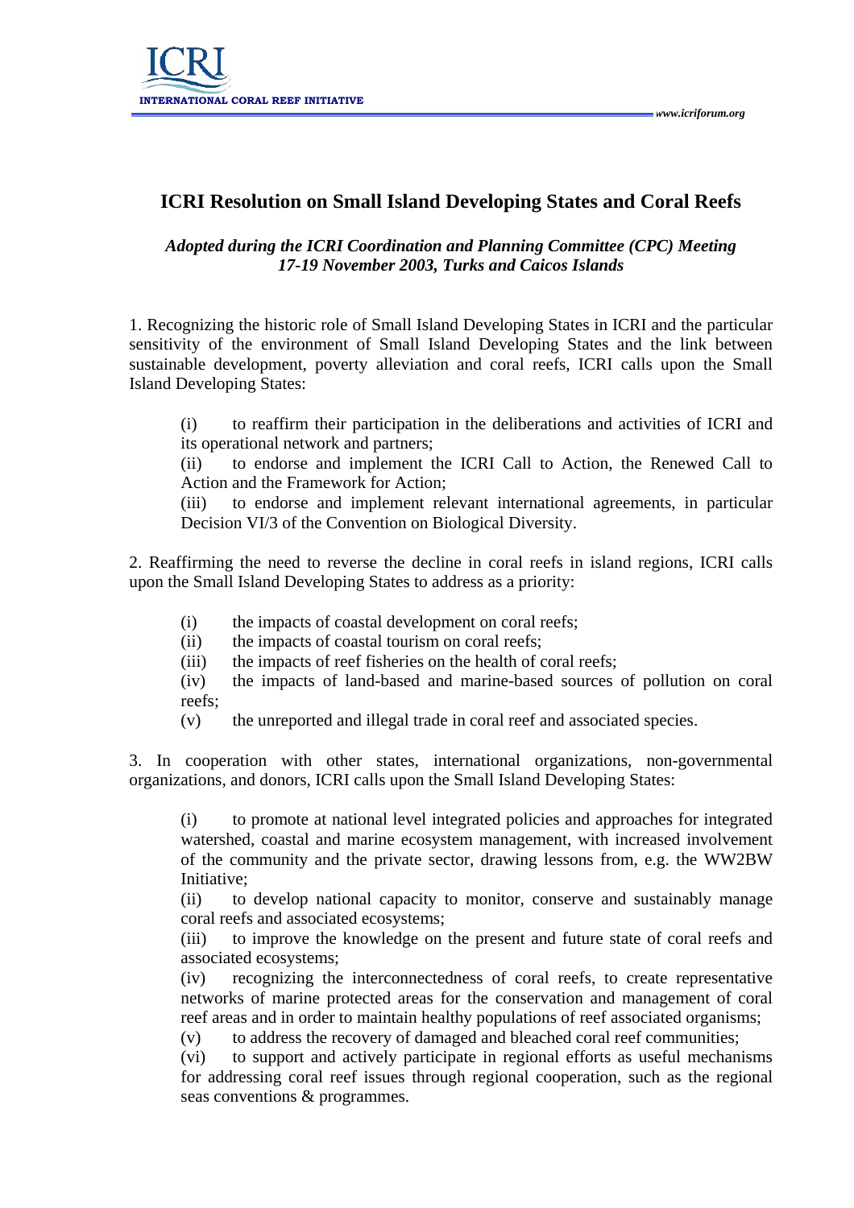# ICRI Resolution on Small Island Developing States and Coral Reefs

*Adopted during the ICRI Coordination and Planning Committee (CPC) Meeting*
*17-19 November 2003, Turks and Caicos Islands*

1. Recognizing the historic role of Small Island Developing States in ICRI and the particular sensitivity of the environment of Small Island Developing States and the link between sustainable development, poverty alleviation and coral reefs, ICRI calls upon the Small Island Developing States:

   (i) to reaffirm their participation in the deliberations and activities of ICRI and its operational network and partners;
   (ii) to endorse and implement the ICRI Call to Action, the Renewed Call to Action and the Framework for Action;
   (iii) to endorse and implement relevant international agreements, in particular Decision VI/3 of the Convention on Biological Diversity.

2. Reaffirming the need to reverse the decline in coral reefs in island regions, ICRI calls upon the Small Island Developing States to address as a priority:

   (i) the impacts of coastal development on coral reefs;
   (ii) the impacts of coastal tourism on coral reefs;
   (iii) the impacts of reef fisheries on the health of coral reefs;
   (iv) the impacts of land-based and marine-based sources of pollution on coral reefs;
   (v) the unreported and illegal trade in coral reef and associated species.

3. In cooperation with other states, international organizations, non-governmental organizations, and donors, ICRI calls upon the Small Island Developing States:

   (i) to promote at national level integrated policies and approaches for integrated watershed, coastal and marine ecosystem management, with increased involvement of the community and the private sector, drawing lessons from, e.g. the WW2BW Initiative;
   (ii) to develop national capacity to monitor, conserve and sustainably manage coral reefs and associated ecosystems;
   (iii) to improve the knowledge on the present and future state of coral reefs and associated ecosystems;
   (iv) recognizing the interconnectedness of coral reefs, to create representative networks of marine protected areas for the conservation and management of coral reef areas and in order to maintain healthy populations of reef associated organisms;
   (v) to address the recovery of damaged and bleached coral reef communities;
   (vi) to support and actively participate in regional efforts as useful mechanisms for addressing coral reef issues through regional cooperation, such as the regional seas conventions & programmes.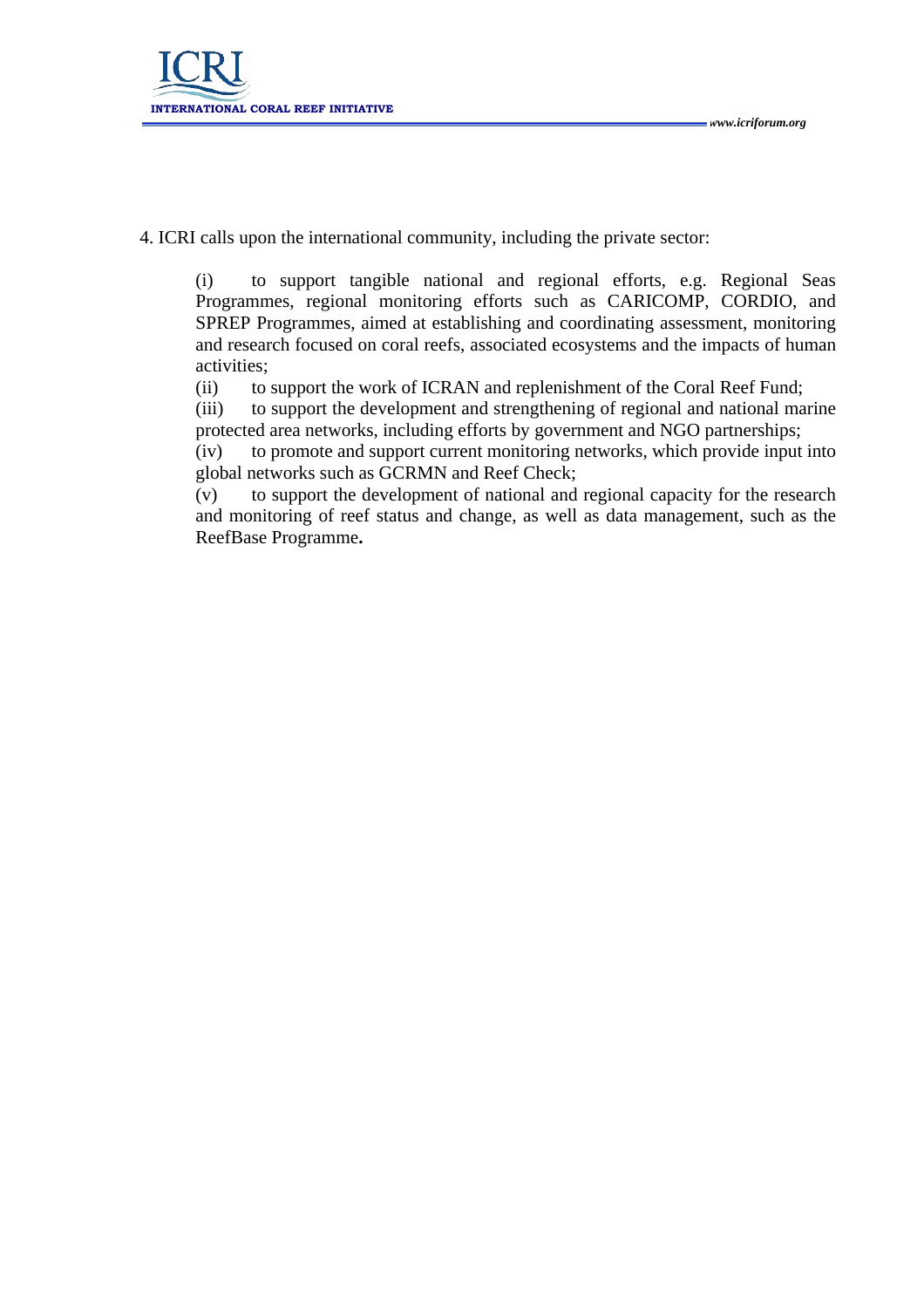4. ICRI calls upon the international community, including the private sector:

(i) to support tangible national and regional efforts, e.g. Regional Seas Programmes, regional monitoring efforts such as CARICOMP, CORDIO, and SPREP Programmes, aimed at establishing and coordinating assessment, monitoring and research focused on coral reefs, associated ecosystems and the impacts of human activities;

(ii) to support the work of ICRAN and replenishment of the Coral Reef Fund;

(iii) to support the development and strengthening of regional and national marine protected area networks, including efforts by government and NGO partnerships;

(iv) to promote and support current monitoring networks, which provide input into global networks such as GCRMN and Reef Check;

(v) to support the development of national and regional capacity for the research and monitoring of reef status and change, as well as data management, such as the ReefBase Programme**.**